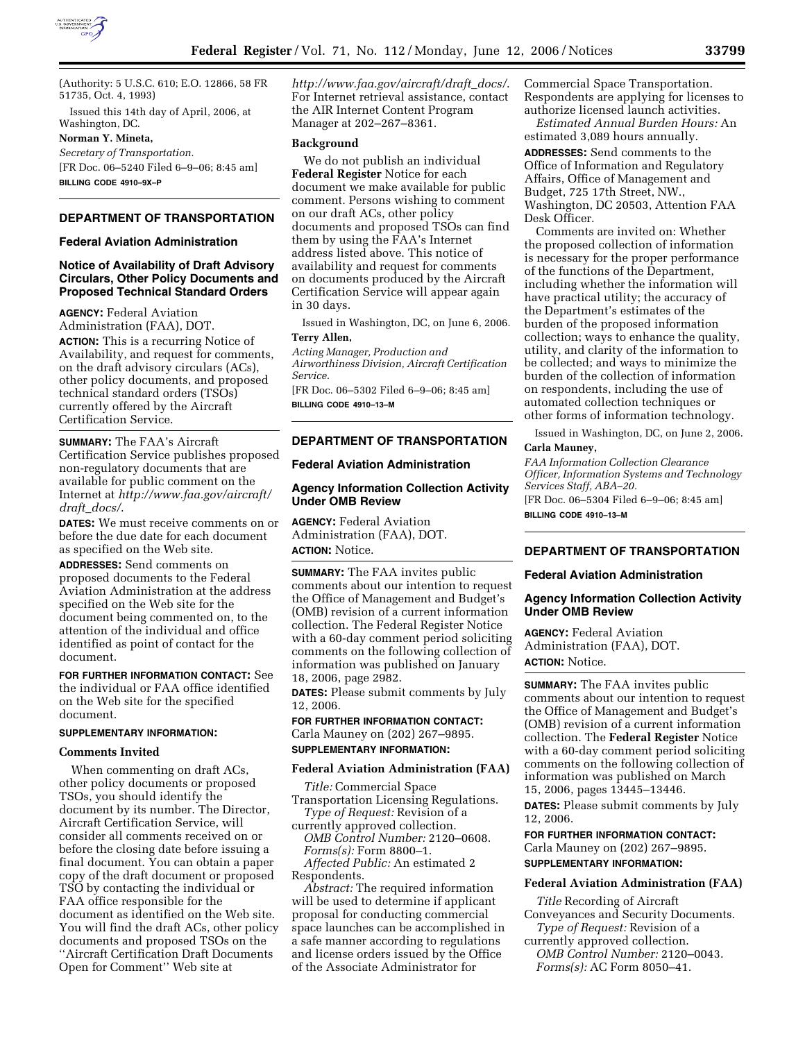(Authority: 5 U.S.C. 610; E.O. 12866, 58 FR 51735, Oct. 4, 1993)

Issued this 14th day of April, 2006, at Washington, DC.

**Norman Y. Mineta,**

*Secretary of Transportation.*

[FR Doc. 06–5240 Filed 6–9–06; 8:45 am]

**BILLING CODE 4910–9X–P**

---

## DEPARTMENT OF TRANSPORTATION

### Federal Aviation Administration

### Notice of Availability of Draft Advisory Circulars, Other Policy Documents and Proposed Technical Standard Orders

**AGENCY:** Federal Aviation Administration (FAA), DOT.

**ACTION:** This is a recurring Notice of Availability, and request for comments, on the draft advisory circulars (ACs), other policy documents, and proposed technical standard orders (TSOs) currently offered by the Aircraft Certification Service.

**SUMMARY:** The FAA's Aircraft Certification Service publishes proposed non-regulatory documents that are available for public comment on the Internet at *http://www.faa.gov/aircraft/draft_docs/*.

**DATES:** We must receive comments on or before the due date for each document as specified on the Web site.

**ADDRESSES:** Send comments on proposed documents to the Federal Aviation Administration at the address specified on the Web site for the document being commented on, to the attention of the individual and office identified as point of contact for the document.

**FOR FURTHER INFORMATION CONTACT:** See the individual or FAA office identified on the Web site for the specified document.

**SUPPLEMENTARY INFORMATION:**

**Comments Invited**

When commenting on draft ACs, other policy documents or proposed TSOs, you should identify the document by its number. The Director, Aircraft Certification Service, will consider all comments received on or before the closing date before issuing a final document. You can obtain a paper copy of the draft document or proposed TSO by contacting the individual or FAA office responsible for the document as identified on the Web site. You will find the draft ACs, other policy documents and proposed TSOs on the ''Aircraft Certification Draft Documents Open for Comment'' Web site at *http://www.faa.gov/aircraft/draft_docs/*. For Internet retrieval assistance, contact the AIR Internet Content Program Manager at 202–267–8361.

**Background**

We do not publish an individual **Federal Register** Notice for each document we make available for public comment. Persons wishing to comment on our draft ACs, other policy documents and proposed TSOs can find them by using the FAA's Internet address listed above. This notice of availability and request for comments on documents produced by the Aircraft Certification Service will appear again in 30 days.

Issued in Washington, DC, on June 6, 2006.

**Terry Allen,**

*Acting Manager, Production and Airworthiness Division, Aircraft Certification Service.*

[FR Doc. 06–5302 Filed 6–9–06; 8:45 am]

**BILLING CODE 4910–13–M**

---

## DEPARTMENT OF TRANSPORTATION

### Federal Aviation Administration

### Agency Information Collection Activity Under OMB Review

**AGENCY:** Federal Aviation Administration (FAA), DOT.

**ACTION:** Notice.

**SUMMARY:** The FAA invites public comments about our intention to request the Office of Management and Budget's (OMB) revision of a current information collection. The Federal Register Notice with a 60-day comment period soliciting comments on the following collection of information was published on January 18, 2006, page 2982.

**DATES:** Please submit comments by July 12, 2006.

**FOR FURTHER INFORMATION CONTACT:** Carla Mauney on (202) 267–9895.

**SUPPLEMENTARY INFORMATION:**

**Federal Aviation Administration (FAA)**

*Title:* Commercial Space Transportation Licensing Regulations.

*Type of Request:* Revision of a currently approved collection.

*OMB Control Number:* 2120–0608.

*Forms(s):* Form 8800–1.

*Affected Public:* An estimated 2 Respondents.

*Abstract:* The required information will be used to determine if applicant proposal for conducting commercial space launches can be accomplished in a safe manner according to regulations and license orders issued by the Office of the Associate Administrator for Commercial Space Transportation. Respondents are applying for licenses to authorize licensed launch activities.

*Estimated Annual Burden Hours:* An estimated 3,089 hours annually.

**ADDRESSES:** Send comments to the Office of Information and Regulatory Affairs, Office of Management and Budget, 725 17th Street, NW., Washington, DC 20503, Attention FAA Desk Officer.

Comments are invited on: Whether the proposed collection of information is necessary for the proper performance of the functions of the Department, including whether the information will have practical utility; the accuracy of the Department's estimates of the burden of the proposed information collection; ways to enhance the quality, utility, and clarity of the information to be collected; and ways to minimize the burden of the collection of information on respondents, including the use of automated collection techniques or other forms of information technology.

Issued in Washington, DC, on June 2, 2006.

**Carla Mauney,**

*FAA Information Collection Clearance Officer, Information Systems and Technology Services Staff, ABA–20.*

[FR Doc. 06–5304 Filed 6–9–06; 8:45 am]

**BILLING CODE 4910–13–M**

---

## DEPARTMENT OF TRANSPORTATION

### Federal Aviation Administration

### Agency Information Collection Activity Under OMB Review

**AGENCY:** Federal Aviation Administration (FAA), DOT.

**ACTION:** Notice.

**SUMMARY:** The FAA invites public comments about our intention to request the Office of Management and Budget's (OMB) revision of a current information collection. The **Federal Register** Notice with a 60-day comment period soliciting comments on the following collection of information was published on March 15, 2006, pages 13445–13446.

**DATES:** Please submit comments by July 12, 2006.

**FOR FURTHER INFORMATION CONTACT:** Carla Mauney on (202) 267–9895.

**SUPPLEMENTARY INFORMATION:**

**Federal Aviation Administration (FAA)**

*Title* Recording of Aircraft Conveyances and Security Documents.

*Type of Request:* Revision of a currently approved collection.

*OMB Control Number:* 2120–0043.

*Forms(s):* AC Form 8050–41.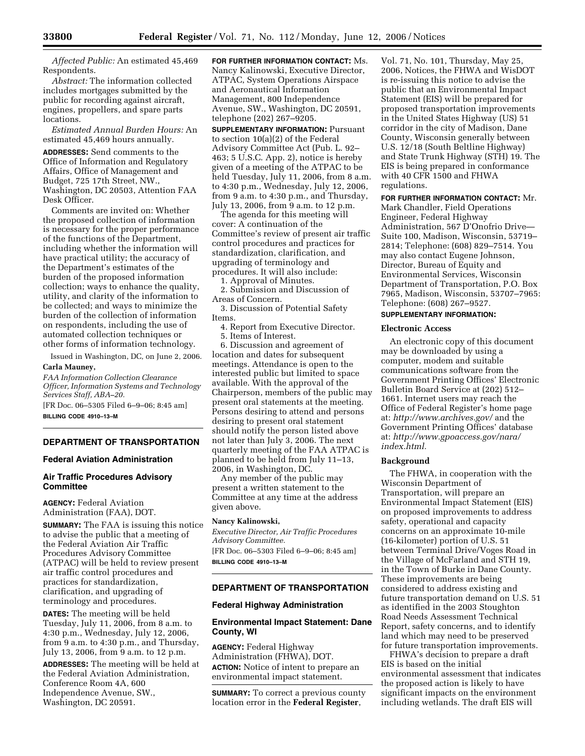*Affected Public:* An estimated 45,469 Respondents.

*Abstract:* The information collected includes mortgages submitted by the public for recording against aircraft, engines, propellers, and spare parts locations.

*Estimated Annual Burden Hours:* An estimated 45,469 hours annually.

**ADDRESSES:** Send comments to the Office of Information and Regulatory Affairs, Office of Management and Budget, 725 17th Street, NW., Washington, DC 20503, Attention FAA Desk Officer.

Comments are invited on: Whether the proposed collection of information is necessary for the proper performance of the functions of the Department, including whether the information will have practical utility; the accuracy of the Department's estimates of the burden of the proposed information collection; ways to enhance the quality, utility, and clarity of the information to be collected; and ways to minimize the burden of the collection of information on respondents, including the use of automated collection techniques or other forms of information technology.

Issued in Washington, DC, on June 2, 2006.

**Carla Mauney,**

*FAA Information Collection Clearance Officer, Information Systems and Technology Services Staff, ABA–20.*

[FR Doc. 06–5305 Filed 6–9–06; 8:45 am]

**BILLING CODE 4910–13–M**

---

## DEPARTMENT OF TRANSPORTATION

### Federal Aviation Administration

### Air Traffic Procedures Advisory Committee

**AGENCY:** Federal Aviation Administration (FAA), DOT.

**SUMMARY:** The FAA is issuing this notice to advise the public that a meeting of the Federal Aviation Air Traffic Procedures Advisory Committee (ATPAC) will be held to review present air traffic control procedures and practices for standardization, clarification, and upgrading of terminology and procedures.

**DATES:** The meeting will be held Tuesday, July 11, 2006, from 8 a.m. to 4:30 p.m., Wednesday, July 12, 2006, from 9 a.m. to 4:30 p.m., and Thursday, July 13, 2006, from 9 a.m. to 12 p.m.

**ADDRESSES:** The meeting will be held at the Federal Aviation Administration, Conference Room 4A, 600 Independence Avenue, SW., Washington, DC 20591.

**FOR FURTHER INFORMATION CONTACT:** Ms. Nancy Kalinowski, Executive Director, ATPAC, System Operations Airspace and Aeronautical Information Management, 800 Independence Avenue, SW., Washington, DC 20591, telephone (202) 267–9205.

**SUPPLEMENTARY INFORMATION:** Pursuant to section 10(a)(2) of the Federal Advisory Committee Act (Pub. L. 92–463; 5 U.S.C. App. 2), notice is hereby given of a meeting of the ATPAC to be held Tuesday, July 11, 2006, from 8 a.m. to 4:30 p.m., Wednesday, July 12, 2006, from 9 a.m. to 4:30 p.m., and Thursday, July 13, 2006, from 9 a.m. to 12 p.m.

The agenda for this meeting will cover: A continuation of the Committee's review of present air traffic control procedures and practices for standardization, clarification, and upgrading of terminology and procedures. It will also include:

1. Approval of Minutes.
2. Submission and Discussion of Areas of Concern.
3. Discussion of Potential Safety Items.
4. Report from Executive Director.
5. Items of Interest.
6. Discussion and agreement of location and dates for subsequent meetings.

Attendance is open to the interested public but limited to space available. With the approval of the Chairperson, members of the public may present oral statements at the meeting. Persons desiring to attend and persons desiring to present oral statement should notify the person listed above not later than July 3, 2006. The next quarterly meeting of the FAA ATPAC is planned to be held from July 11–13, 2006, in Washington, DC.

Any member of the public may present a written statement to the Committee at any time at the address given above.

**Nancy Kalinowski,**

*Executive Director, Air Traffic Procedures Advisory Committee.*

[FR Doc. 06–5303 Filed 6–9–06; 8:45 am]

**BILLING CODE 4910–13–M**

---

## DEPARTMENT OF TRANSPORTATION

### Federal Highway Administration

### Environmental Impact Statement: Dane County, WI

**AGENCY:** Federal Highway Administration (FHWA), DOT.

**ACTION:** Notice of intent to prepare an environmental impact statement.

**SUMMARY:** To correct a previous county location error in the **Federal Register**, Vol. 71, No. 101, Thursday, May 25, 2006, Notices, the FHWA and WisDOT is re-issuing this notice to advise the public that an Environmental Impact Statement (EIS) will be prepared for proposed transportation improvements in the United States Highway (US) 51 corridor in the city of Madison, Dane County, Wisconsin generally between U.S. 12/18 (South Beltline Highway) and State Trunk Highway (STH) 19. The EIS is being prepared in conformance with 40 CFR 1500 and FHWA regulations.

**FOR FURTHER INFORMATION CONTACT:** Mr. Mark Chandler, Field Operations Engineer, Federal Highway Administration, 567 D'Onofrio Drive—Suite 100, Madison, Wisconsin, 53719–2814; Telephone: (608) 829–7514. You may also contact Eugene Johnson, Director, Bureau of Equity and Environmental Services, Wisconsin Department of Transportation, P.O. Box 7965, Madison, Wisconsin, 53707–7965: Telephone: (608) 267–9527.

**SUPPLEMENTARY INFORMATION:**

#### Electronic Access

An electronic copy of this document may be downloaded by using a computer, modem and suitable communications software from the Government Printing Offices' Electronic Bulletin Board Service at (202) 512–1661. Internet users may reach the Office of Federal Register's home page at: *http://www.archives.gov/* and the Government Printing Offices' database at: *http://www.gpoaccess.gov/nara/index.html.*

#### Background

The FHWA, in cooperation with the Wisconsin Department of Transportation, will prepare an Environmental Impact Statement (EIS) on proposed improvements to address safety, operational and capacity concerns on an approximate 10-mile (16-kilometer) portion of U.S. 51 between Terminal Drive/Voges Road in the Village of McFarland and STH 19, in the Town of Burke in Dane County. These improvements are being considered to address existing and future transportation demand on U.S. 51 as identified in the 2003 Stoughton Road Needs Assessment Technical Report, safety concerns, and to identify land which may need to be preserved for future transportation improvements.

FHWA's decision to prepare a draft EIS is based on the initial environmental assessment that indicates the proposed action is likely to have significant impacts on the environment including wetlands. The draft EIS will